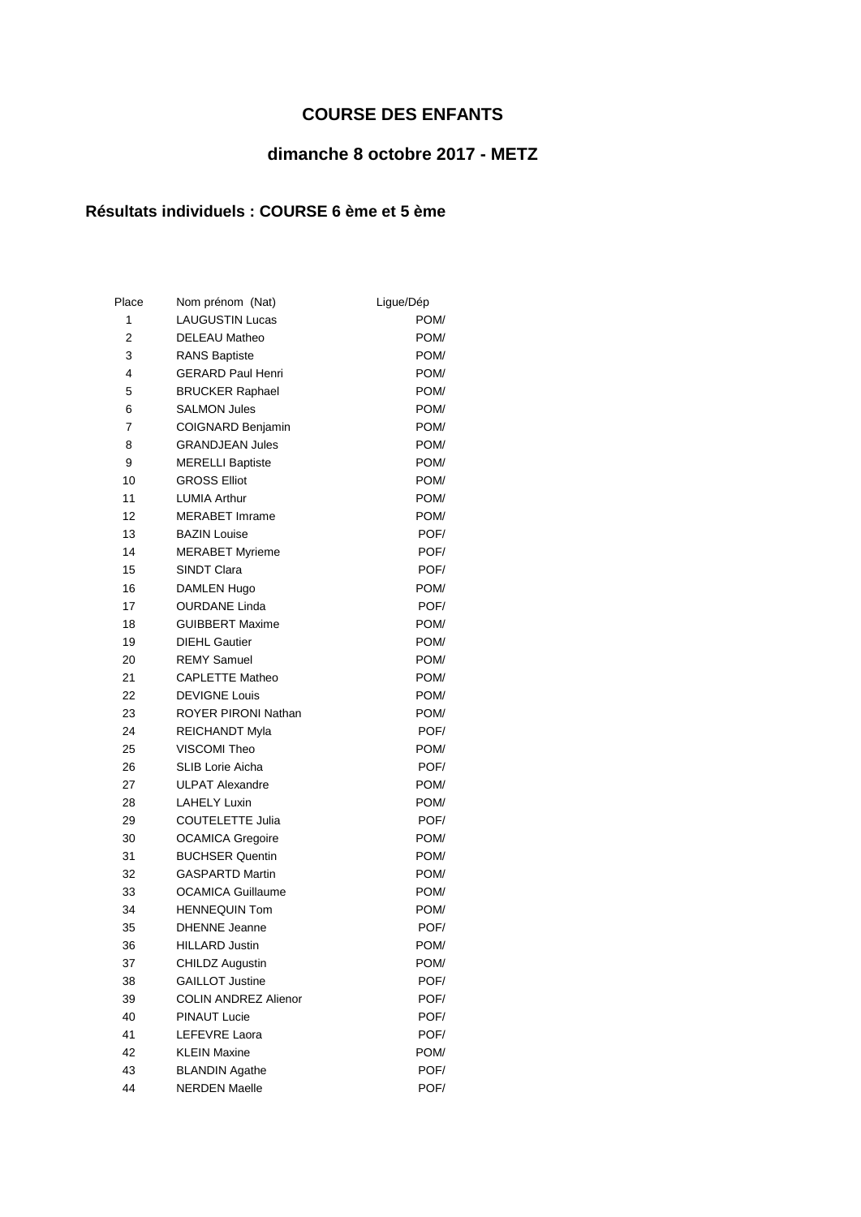# COURSE DES ENFANTS

## dimanche 8 octobre 2017 - METZ

### Résultats individuels : COURSE 6 ème et 5 ème

| Place | Nom prénom (Nat) | Ligue/Dép |
|---|---|---|
| 1 | LAUGUSTIN Lucas | POM/ |
| 2 | DELEAU Matheo | POM/ |
| 3 | RANS Baptiste | POM/ |
| 4 | GERARD Paul Henri | POM/ |
| 5 | BRUCKER Raphael | POM/ |
| 6 | SALMON Jules | POM/ |
| 7 | COIGNARD Benjamin | POM/ |
| 8 | GRANDJEAN Jules | POM/ |
| 9 | MERELLI Baptiste | POM/ |
| 10 | GROSS Elliot | POM/ |
| 11 | LUMIA Arthur | POM/ |
| 12 | MERABET Imrame | POM/ |
| 13 | BAZIN Louise | POF/ |
| 14 | MERABET Myrieme | POF/ |
| 15 | SINDT Clara | POF/ |
| 16 | DAMLEN Hugo | POM/ |
| 17 | OURDANE Linda | POF/ |
| 18 | GUIBBERT Maxime | POM/ |
| 19 | DIEHL Gautier | POM/ |
| 20 | REMY Samuel | POM/ |
| 21 | CAPLETTE Matheo | POM/ |
| 22 | DEVIGNE Louis | POM/ |
| 23 | ROYER PIRONI Nathan | POM/ |
| 24 | REICHANDT Myla | POF/ |
| 25 | VISCOMI Theo | POM/ |
| 26 | SLIB Lorie Aicha | POF/ |
| 27 | ULPAT Alexandre | POM/ |
| 28 | LAHELY Luxin | POM/ |
| 29 | COUTELETTE Julia | POF/ |
| 30 | OCAMICA Gregoire | POM/ |
| 31 | BUCHSER Quentin | POM/ |
| 32 | GASPARTD Martin | POM/ |
| 33 | OCAMICA Guillaume | POM/ |
| 34 | HENNEQUIN Tom | POM/ |
| 35 | DHENNE Jeanne | POF/ |
| 36 | HILLARD Justin | POM/ |
| 37 | CHILDZ Augustin | POM/ |
| 38 | GAILLOT Justine | POF/ |
| 39 | COLIN ANDREZ Alienor | POF/ |
| 40 | PINAUT Lucie | POF/ |
| 41 | LEFEVRE Laora | POF/ |
| 42 | KLEIN Maxine | POM/ |
| 43 | BLANDIN Agathe | POF/ |
| 44 | NERDEN Maelle | POF/ |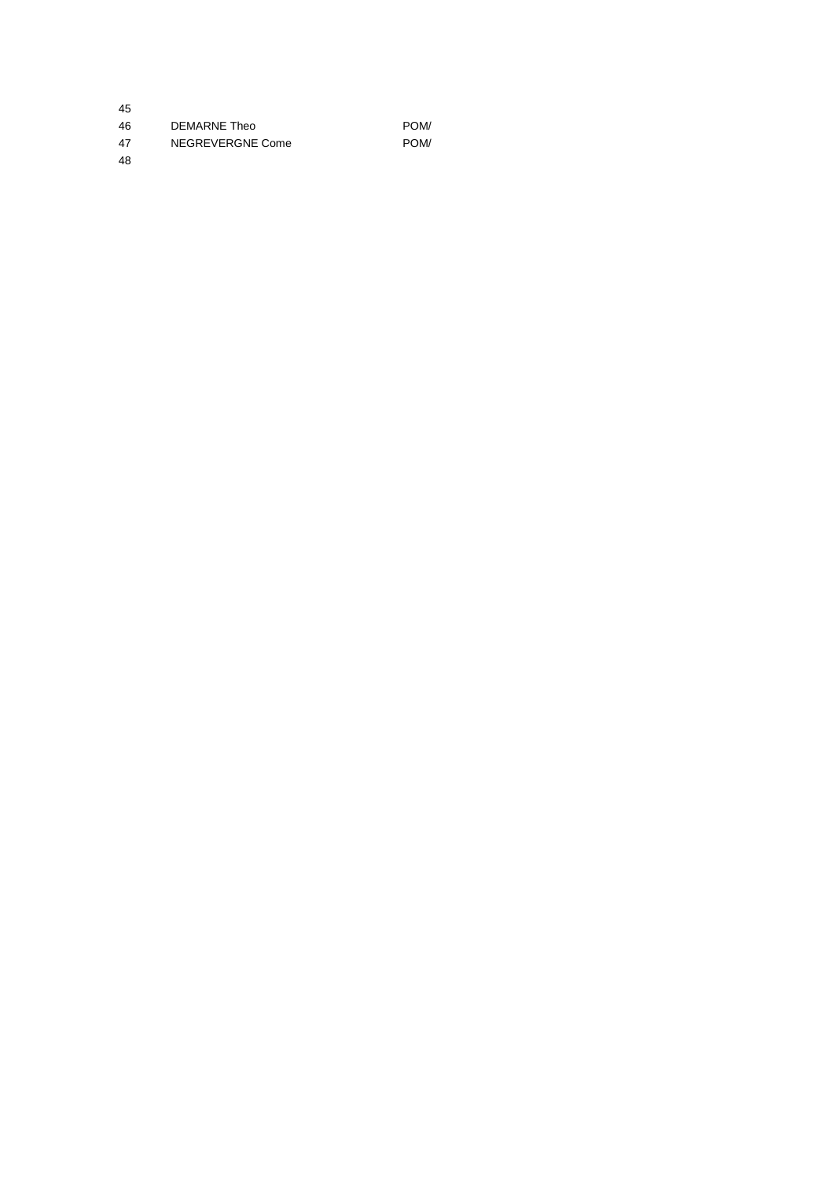| | | |
|---|---|---|
| 45 | | |
| 46 | DEMARNE Theo | POM/ |
| 47 | NEGREVERGNE Come | POM/ |
| 48 | | |